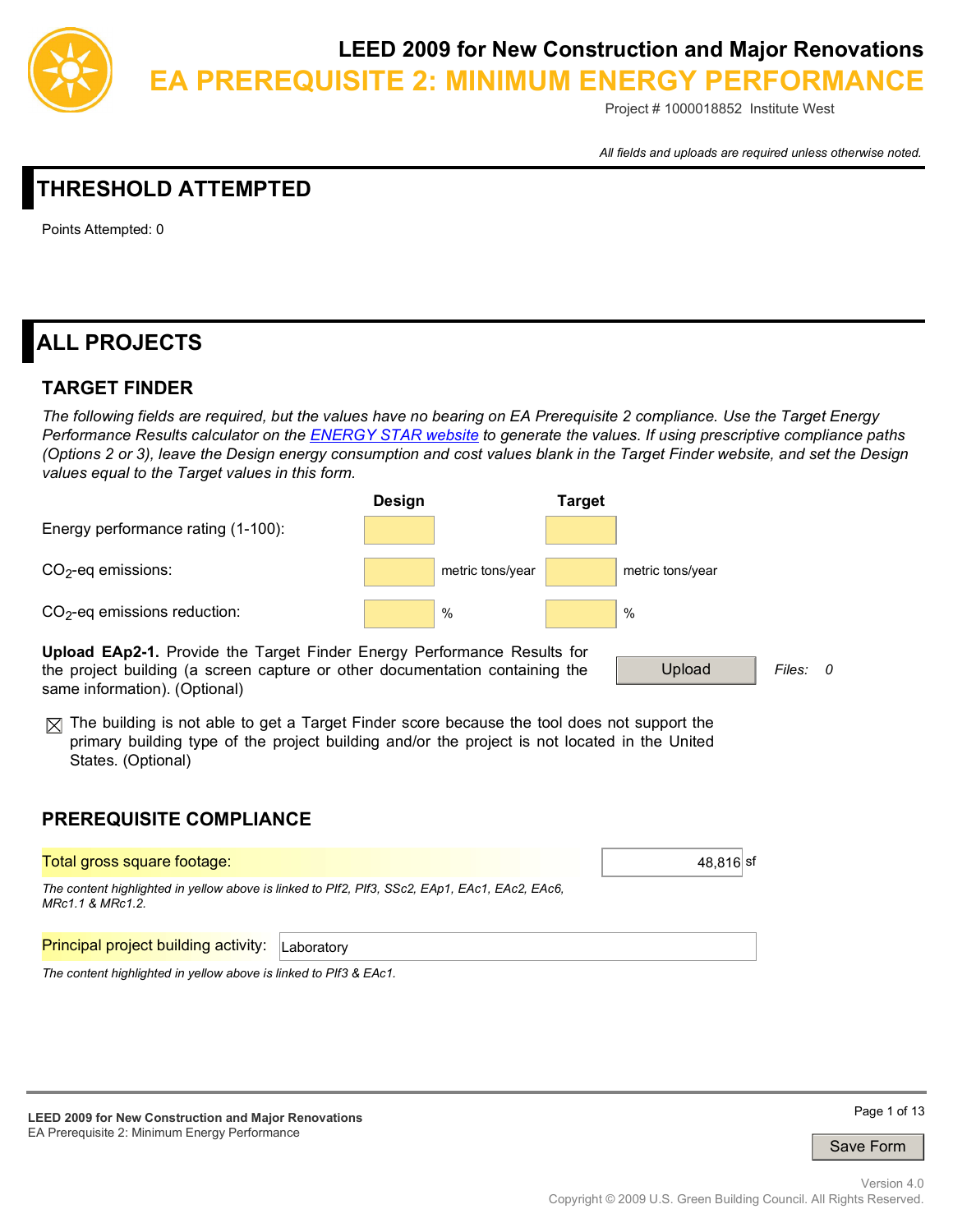# LEED 2009 for New Construction and Major Renovations

# EA PREREQUISITE 2: MINIMUM ENERGY PERFORMANCE

Project # 1000018852 Institute West

*All fields and uploads are required unless otherwise noted.*

## THRESHOLD ATTEMPTED

Points Attempted: 0

## ALL PROJECTS

### TARGET FINDER

*The following fields are required, but the values have no bearing on EA Prerequisite 2 compliance. Use the Target Energy Performance Results calculator on the ENERGY STAR website to generate the values. If using prescriptive compliance paths (Options 2 or 3), leave the Design energy consumption and cost values blank in the Target Finder website, and set the Design values equal to the Target values in this form.*

| | Design | | Target | |
|---|---|---|---|---|
| Energy performance rating (1-100): | | | | |
| $CO_2$-eq emissions: | | metric tons/year | | metric tons/year |
| $CO_2$-eq emissions reduction: | | % | | % |

**Upload EAp2-1.** Provide the Target Finder Energy Performance Results for the project building (a screen capture or other documentation containing the same information). (Optional)

Upload — *Files: 0*

☒ The building is not able to get a Target Finder score because the tool does not support the primary building type of the project building and/or the project is not located in the United States. (Optional)

### PREREQUISITE COMPLIANCE

Total gross square footage: 48,816 sf

*The content highlighted in yellow above is linked to PIf2, PIf3, SSc2, EAp1, EAc1, EAc2, EAc6, MRc1.1 & MRc1.2.*

Principal project building activity: Laboratory

*The content highlighted in yellow above is linked to PIf3 & EAc1.*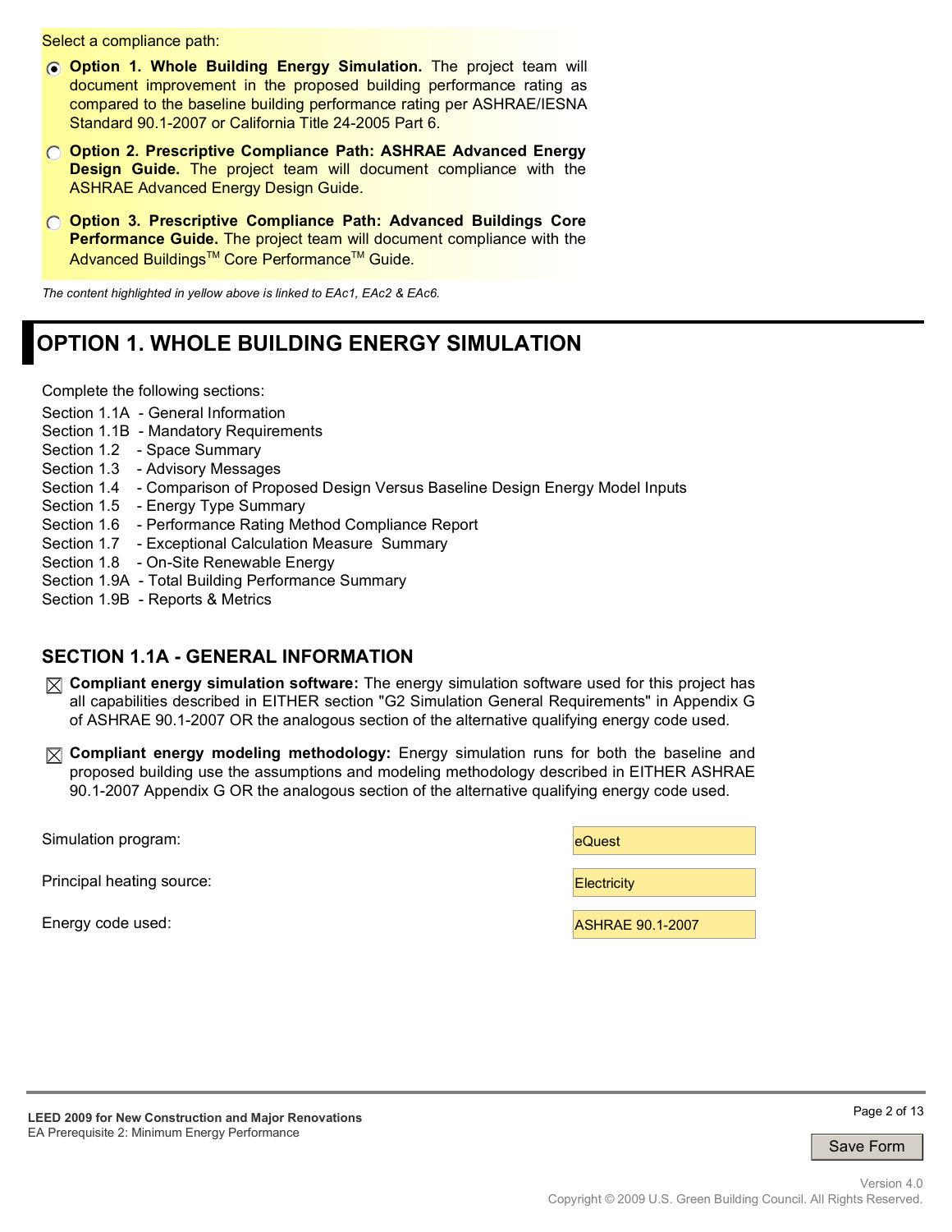Select a compliance path:

- (●) **Option 1. Whole Building Energy Simulation.** The project team will document improvement in the proposed building performance rating as compared to the baseline building performance rating per ASHRAE/IESNA Standard 90.1-2007 or California Title 24-2005 Part 6.
- ( ) **Option 2. Prescriptive Compliance Path: ASHRAE Advanced Energy Design Guide.** The project team will document compliance with the ASHRAE Advanced Energy Design Guide.
- ( ) **Option 3. Prescriptive Compliance Path: Advanced Buildings Core Performance Guide.** The project team will document compliance with the Advanced Buildings™ Core Performance™ Guide.

*The content highlighted in yellow above is linked to EAc1, EAc2 & EAc6.*

# OPTION 1. WHOLE BUILDING ENERGY SIMULATION

Complete the following sections:

Section 1.1A - General Information
Section 1.1B - Mandatory Requirements
Section 1.2 - Space Summary
Section 1.3 - Advisory Messages
Section 1.4 - Comparison of Proposed Design Versus Baseline Design Energy Model Inputs
Section 1.5 - Energy Type Summary
Section 1.6 - Performance Rating Method Compliance Report
Section 1.7 - Exceptional Calculation Measure Summary
Section 1.8 - On-Site Renewable Energy
Section 1.9A - Total Building Performance Summary
Section 1.9B - Reports & Metrics

## SECTION 1.1A - GENERAL INFORMATION

- [x] **Compliant energy simulation software:** The energy simulation software used for this project has all capabilities described in EITHER section "G2 Simulation General Requirements" in Appendix G of ASHRAE 90.1-2007 OR the analogous section of the alternative qualifying energy code used.
- [x] **Compliant energy modeling methodology:** Energy simulation runs for both the baseline and proposed building use the assumptions and modeling methodology described in EITHER ASHRAE 90.1-2007 Appendix G OR the analogous section of the alternative qualifying energy code used.

| | |
|---|---|
| Simulation program: | eQuest |
| Principal heating source: | Electricity |
| Energy code used: | ASHRAE 90.1-2007 |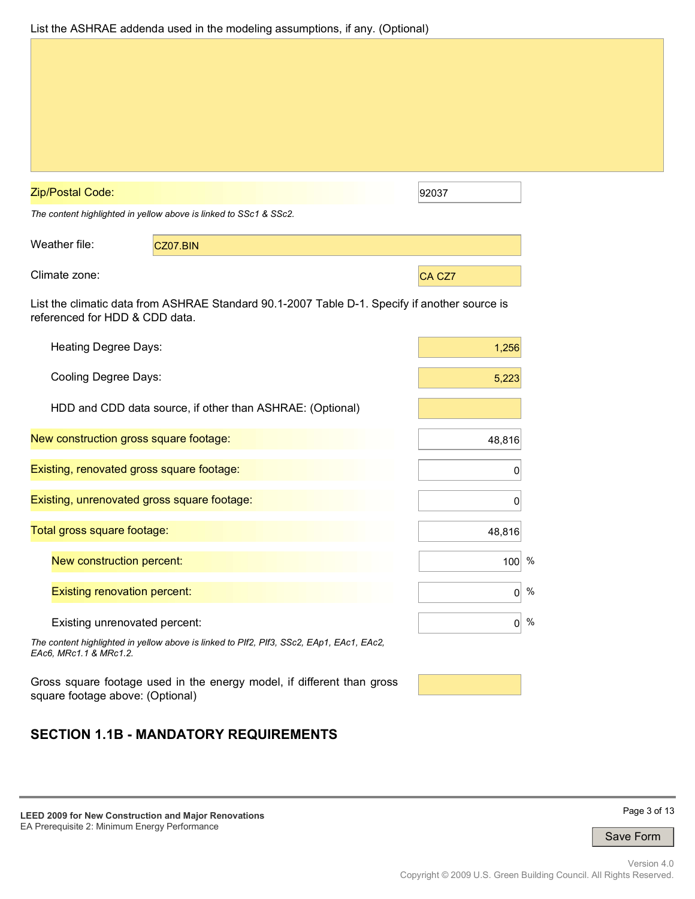List the ASHRAE addenda used in the modeling assumptions, if any. (Optional)

| Field | Value |
|---|---|
| Zip/Postal Code: | 92037 |

*The content highlighted in yellow above is linked to SSc1 & SSc2.*

| Field | Value |
|---|---|
| Weather file: | CZ07.BIN |
| Climate zone: | CA CZ7 |

List the climatic data from ASHRAE Standard 90.1-2007 Table D-1. Specify if another source is referenced for HDD & CDD data.

| Field | Value |
|---|---|
| Heating Degree Days: | 1,256 |
| Cooling Degree Days: | 5,223 |
| HDD and CDD data source, if other than ASHRAE: (Optional) | |
| New construction gross square footage: | 48,816 |
| Existing, renovated gross square footage: | 0 |
| Existing, unrenovated gross square footage: | 0 |
| Total gross square footage: | 48,816 |
| New construction percent: | 100 % |
| Existing renovation percent: | 0 % |
| Existing unrenovated percent: | 0 % |

*The content highlighted in yellow above is linked to PIf2, PIf3, SSc2, EAp1, EAc1, EAc2, EAc6, MRc1.1 & MRc1.2.*

Gross square footage used in the energy model, if different than gross square footage above: (Optional)

## SECTION 1.1B - MANDATORY REQUIREMENTS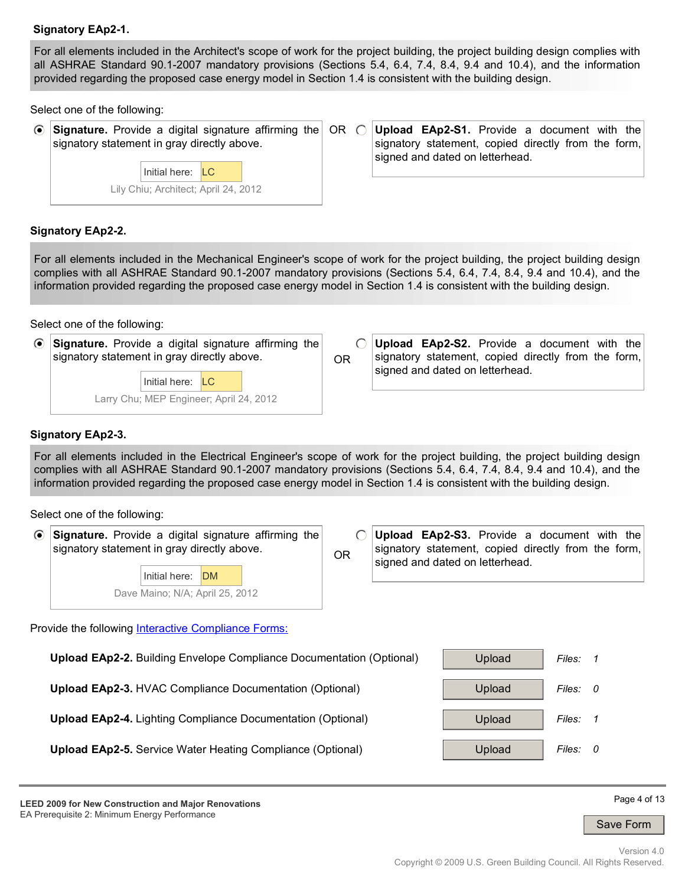**Signatory EAp2-1.**

For all elements included in the Architect's scope of work for the project building, the project building design complies with all ASHRAE Standard 90.1-2007 mandatory provisions (Sections 5.4, 6.4, 7.4, 8.4, 9.4 and 10.4), and the information provided regarding the proposed case energy model in Section 1.4 is consistent with the building design.

Select one of the following:

- (●) **Signature.** Provide a digital signature affirming the signatory statement in gray directly above.

  Initial here: LC

  Lily Chiu; Architect; April 24, 2012

OR

- ( ) **Upload EAp2-S1.** Provide a document with the signatory statement, copied directly from the form, signed and dated on letterhead.

**Signatory EAp2-2.**

For all elements included in the Mechanical Engineer's scope of work for the project building, the project building design complies with all ASHRAE Standard 90.1-2007 mandatory provisions (Sections 5.4, 6.4, 7.4, 8.4, 9.4 and 10.4), and the information provided regarding the proposed case energy model in Section 1.4 is consistent with the building design.

Select one of the following:

- (●) **Signature.** Provide a digital signature affirming the signatory statement in gray directly above.

  Initial here: LC

  Larry Chu; MEP Engineer; April 24, 2012

OR

- ( ) **Upload EAp2-S2.** Provide a document with the signatory statement, copied directly from the form, signed and dated on letterhead.

**Signatory EAp2-3.**

For all elements included in the Electrical Engineer's scope of work for the project building, the project building design complies with all ASHRAE Standard 90.1-2007 mandatory provisions (Sections 5.4, 6.4, 7.4, 8.4, 9.4 and 10.4), and the information provided regarding the proposed case energy model in Section 1.4 is consistent with the building design.

Select one of the following:

- (●) **Signature.** Provide a digital signature affirming the signatory statement in gray directly above.

  Initial here: DM

  Dave Maino; N/A; April 25, 2012

OR

- ( ) **Upload EAp2-S3.** Provide a document with the signatory statement, copied directly from the form, signed and dated on letterhead.

Provide the following Interactive Compliance Forms:

| Item | | Files |
|---|---|---|
| **Upload EAp2-2.** Building Envelope Compliance Documentation (Optional) | Upload | *Files:* 1 |
| **Upload EAp2-3.** HVAC Compliance Documentation (Optional) | Upload | *Files:* 0 |
| **Upload EAp2-4.** Lighting Compliance Documentation (Optional) | Upload | *Files:* 1 |
| **Upload EAp2-5.** Service Water Heating Compliance (Optional) | Upload | *Files:* 0 |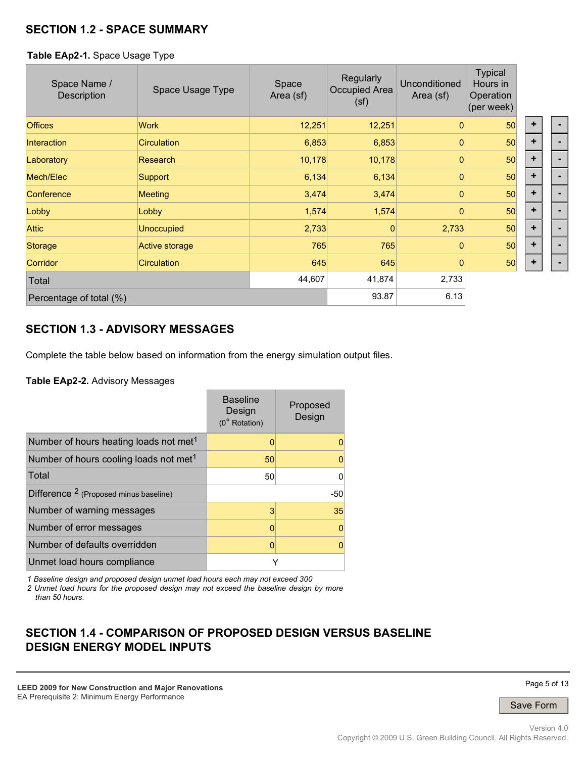## SECTION 1.2 - SPACE SUMMARY

**Table EAp2-1.** Space Usage Type

| Space Name / Description | Space Usage Type | Space Area (sf) | Regularly Occupied Area (sf) | Unconditioned Area (sf) | Typical Hours in Operation (per week) |
|---|---|---|---|---|---|
| Offices | Work | 12,251 | 12,251 | 0 | 50 |
| Interaction | Circulation | 6,853 | 6,853 | 0 | 50 |
| Laboratory | Research | 10,178 | 10,178 | 0 | 50 |
| Mech/Elec | Support | 6,134 | 6,134 | 0 | 50 |
| Conference | Meeting | 3,474 | 3,474 | 0 | 50 |
| Lobby | Lobby | 1,574 | 1,574 | 0 | 50 |
| Attic | Unoccupied | 2,733 | 0 | 2,733 | 50 |
| Storage | Active storage | 765 | 765 | 0 | 50 |
| Corridor | Circulation | 645 | 645 | 0 | 50 |
| Total | | 44,607 | 41,874 | 2,733 | |
| Percentage of total (%) | | | 93.87 | 6.13 | |

## SECTION 1.3 - ADVISORY MESSAGES

Complete the table below based on information from the energy simulation output files.

**Table EAp2-2.** Advisory Messages

| | Baseline Design (0° Rotation) | Proposed Design |
|---|---|---|
| Number of hours heating loads not met[1] | 0 | 0 |
| Number of hours cooling loads not met[1] | 50 | 0 |
| Total | 50 | 0 |
| Difference [2] (Proposed minus baseline) | | -50 |
| Number of warning messages | 3 | 35 |
| Number of error messages | 0 | 0 |
| Number of defaults overridden | 0 | 0 |
| Unmet load hours compliance | Y | |

*1 Baseline design and proposed design unmet load hours each may not exceed 300*

*2 Unmet load hours for the proposed design may not exceed the baseline design by more than 50 hours.*

## SECTION 1.4 - COMPARISON OF PROPOSED DESIGN VERSUS BASELINE DESIGN ENERGY MODEL INPUTS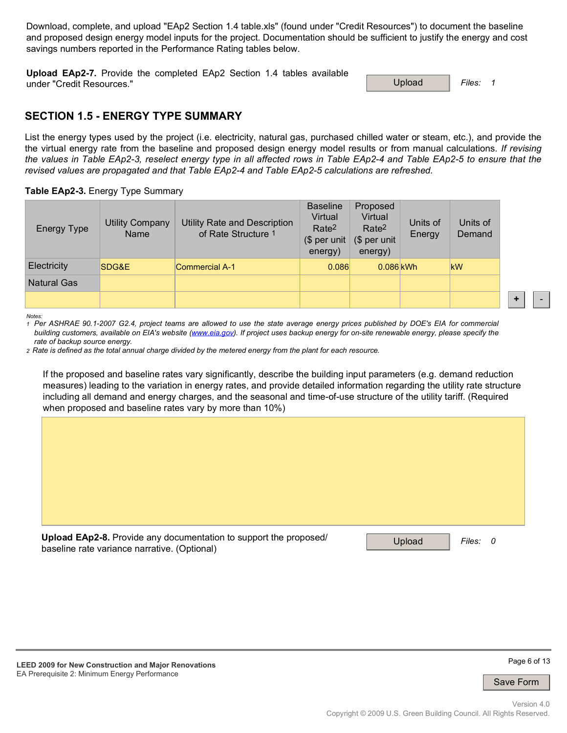Download, complete, and upload "EAp2 Section 1.4 table.xls" (found under "Credit Resources") to document the baseline and proposed design energy model inputs for the project. Documentation should be sufficient to justify the energy and cost savings numbers reported in the Performance Rating tables below.

**Upload EAp2-7.** Provide the completed EAp2 Section 1.4 tables available under "Credit Resources."

Upload | *Files: 1*

## SECTION 1.5 - ENERGY TYPE SUMMARY

List the energy types used by the project (i.e. electricity, natural gas, purchased chilled water or steam, etc.), and provide the the virtual energy rate from the baseline and proposed design energy model results or from manual calculations. *If revising the values in Table EAp2-3, reselect energy type in all affected rows in Table EAp2-4 and Table EAp2-5 to ensure that the revised values are propagated and that Table EAp2-4 and Table EAp2-5 calculations are refreshed.*

**Table EAp2-3.** Energy Type Summary

| Energy Type | Utility Company Name | Utility Rate and Description of Rate Structure [1] | Baseline Virtual Rate[2] ($ per unit energy) | Proposed Virtual Rate[2] ($ per unit energy) | Units of Energy | Units of Demand |
|---|---|---|---|---|---|---|
| Electricity | SDG&E | Commercial A-1 | 0.086 | 0.086 | kWh | kW |
| Natural Gas | | | | | | |
| | | | | | | |

*Notes:*

*1 Per ASHRAE 90.1-2007 G2.4, project teams are allowed to use the state average energy prices published by DOE's EIA for commercial building customers, available on EIA's website (www.eia.gov). If project uses backup energy for on-site renewable energy, please specify the rate of backup source energy.*

*2 Rate is defined as the total annual charge divided by the metered energy from the plant for each resource.*

If the proposed and baseline rates vary significantly, describe the building input parameters (e.g. demand reduction measures) leading to the variation in energy rates, and provide detailed information regarding the utility rate structure including all demand and energy charges, and the seasonal and time-of-use structure of the utility tariff. (Required when proposed and baseline rates vary by more than 10%)

**Upload EAp2-8.** Provide any documentation to support the proposed/ baseline rate variance narrative. (Optional)

Upload | *Files: 0*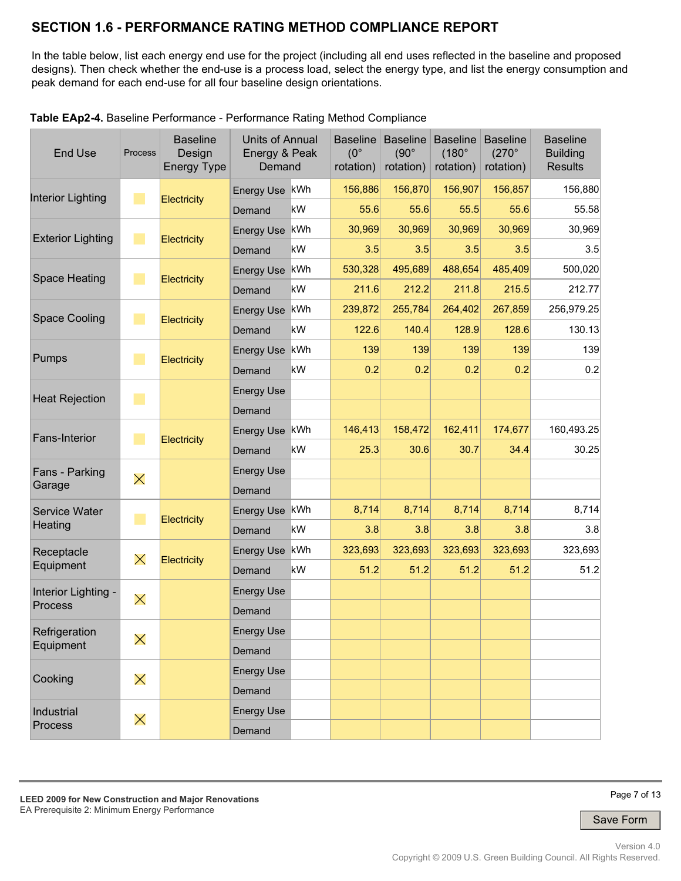## SECTION 1.6 - PERFORMANCE RATING METHOD COMPLIANCE REPORT

In the table below, list each energy end use for the project (including all end uses reflected in the baseline and proposed designs). Then check whether the end-use is a process load, select the energy type, and list the energy consumption and peak demand for each end-use for all four baseline design orientations.

**Table EAp2-4.** Baseline Performance - Performance Rating Method Compliance

| End Use | Process | Baseline Design Energy Type | Units of Annual Energy & Peak Demand | | Baseline (0° rotation) | Baseline (90° rotation) | Baseline (180° rotation) | Baseline (270° rotation) | Baseline Building Results |
|---|---|---|---|---|---|---|---|---|---|
| Interior Lighting | | Electricity | Energy Use | kWh | 156,886 | 156,870 | 156,907 | 156,857 | 156,880 |
| | | | Demand | kW | 55.6 | 55.6 | 55.5 | 55.6 | 55.58 |
| Exterior Lighting | | Electricity | Energy Use | kWh | 30,969 | 30,969 | 30,969 | 30,969 | 30,969 |
| | | | Demand | kW | 3.5 | 3.5 | 3.5 | 3.5 | 3.5 |
| Space Heating | | Electricity | Energy Use | kWh | 530,328 | 495,689 | 488,654 | 485,409 | 500,020 |
| | | | Demand | kW | 211.6 | 212.2 | 211.8 | 215.5 | 212.77 |
| Space Cooling | | Electricity | Energy Use | kWh | 239,872 | 255,784 | 264,402 | 267,859 | 256,979.25 |
| | | | Demand | kW | 122.6 | 140.4 | 128.9 | 128.6 | 130.13 |
| Pumps | | Electricity | Energy Use | kWh | 139 | 139 | 139 | 139 | 139 |
| | | | Demand | kW | 0.2 | 0.2 | 0.2 | 0.2 | 0.2 |
| Heat Rejection | | | Energy Use | | | | | | |
| | | | Demand | | | | | | |
| Fans-Interior | | Electricity | Energy Use | kWh | 146,413 | 158,472 | 162,411 | 174,677 | 160,493.25 |
| | | | Demand | kW | 25.3 | 30.6 | 30.7 | 34.4 | 30.25 |
| Fans - Parking Garage | X | | Energy Use | | | | | | |
| | | | Demand | | | | | | |
| Service Water Heating | | Electricity | Energy Use | kWh | 8,714 | 8,714 | 8,714 | 8,714 | 8,714 |
| | | | Demand | kW | 3.8 | 3.8 | 3.8 | 3.8 | 3.8 |
| Receptacle Equipment | X | Electricity | Energy Use | kWh | 323,693 | 323,693 | 323,693 | 323,693 | 323,693 |
| | | | Demand | kW | 51.2 | 51.2 | 51.2 | 51.2 | 51.2 |
| Interior Lighting - Process | X | | Energy Use | | | | | | |
| | | | Demand | | | | | | |
| Refrigeration Equipment | X | | Energy Use | | | | | | |
| | | | Demand | | | | | | |
| Cooking | X | | Energy Use | | | | | | |
| | | | Demand | | | | | | |
| Industrial Process | X | | Energy Use | | | | | | |
| | | | Demand | | | | | | |

LEED 2009 for New Construction and Major Renovations
EA Prerequisite 2: Minimum Energy Performance

Save Form

Version 4.0
Copyright © 2009 U.S. Green Building Council. All Rights Reserved.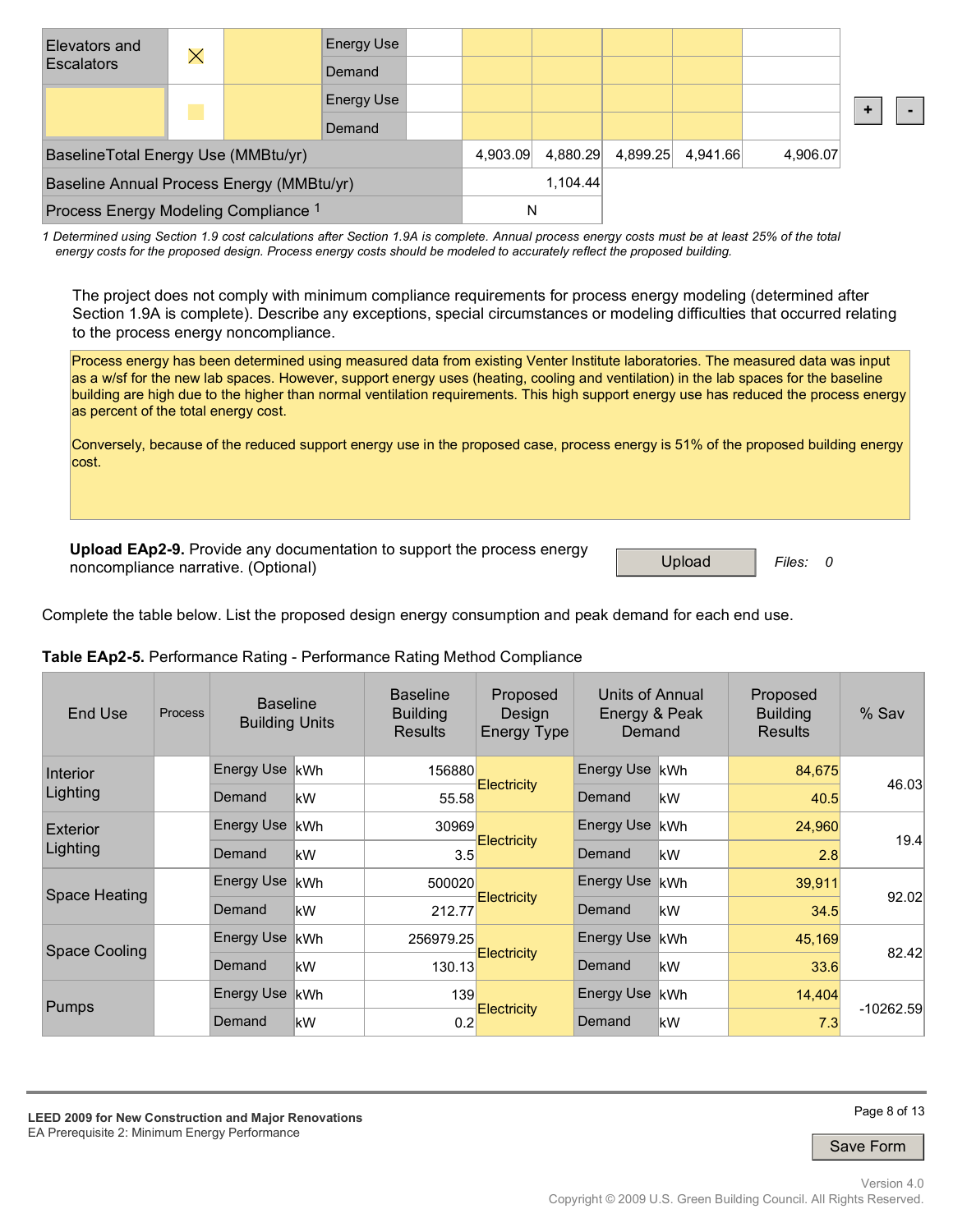| | | | | | | | | | |
|---|---|---|---|---|---|---|---|---|---|
| Elevators and Escalators | X | | Energy Use | | | | | | |
| | | | Demand | | | | | | |
| | | | Energy Use | | | | | | |
| | | | Demand | | | | | | |
| BaselineTotal Energy Use (MMBtu/yr) | | | | | 4,903.09 | 4,880.29 | 4,899.25 | 4,941.66 | 4,906.07 |
| Baseline Annual Process Energy (MMBtu/yr) | | | | | 1,104.44 | | | | |
| Process Energy Modeling Compliance [1] | | | | | N | | | | |

1 Determined using Section 1.9 cost calculations after Section 1.9A is complete. Annual process energy costs must be at least 25% of the total energy costs for the proposed design. Process energy costs should be modeled to accurately reflect the proposed building.

The project does not comply with minimum compliance requirements for process energy modeling (determined after Section 1.9A is complete). Describe any exceptions, special circumstances or modeling difficulties that occurred relating to the process energy noncompliance.

Process energy has been determined using measured data from existing Venter Institute laboratories. The measured data was input as a w/sf for the new lab spaces. However, support energy uses (heating, cooling and ventilation) in the lab spaces for the baseline building are high due to the higher than normal ventilation requirements. This high support energy use has reduced the process energy as percent of the total energy cost.

Conversely, because of the reduced support energy use in the proposed case, process energy is 51% of the proposed building energy cost.

**Upload EAp2-9.** Provide any documentation to support the process energy noncompliance narrative. (Optional)

Upload    *Files: 0*

Complete the table below. List the proposed design energy consumption and peak demand for each end use.

**Table EAp2-5.** Performance Rating - Performance Rating Method Compliance

| End Use | Process | Baseline Building Units | | Baseline Building Results | Proposed Design Energy Type | Units of Annual Energy & Peak Demand | | Proposed Building Results | % Sav |
|---|---|---|---|---|---|---|---|---|---|
| Interior Lighting | | Energy Use | kWh | 156880 | Electricity | Energy Use | kWh | 84,675 | 46.03 |
| | | Demand | kW | 55.58 | | Demand | kW | 40.5 | |
| Exterior Lighting | | Energy Use | kWh | 30969 | Electricity | Energy Use | kWh | 24,960 | 19.4 |
| | | Demand | kW | 3.5 | | Demand | kW | 2.8 | |
| Space Heating | | Energy Use | kWh | 500020 | Electricity | Energy Use | kWh | 39,911 | 92.02 |
| | | Demand | kW | 212.77 | | Demand | kW | 34.5 | |
| Space Cooling | | Energy Use | kWh | 256979.25 | Electricity | Energy Use | kWh | 45,169 | 82.42 |
| | | Demand | kW | 130.13 | | Demand | kW | 33.6 | |
| Pumps | | Energy Use | kWh | 139 | Electricity | Energy Use | kWh | 14,404 | -10262.59 |
| | | Demand | kW | 0.2 | | Demand | kW | 7.3 | |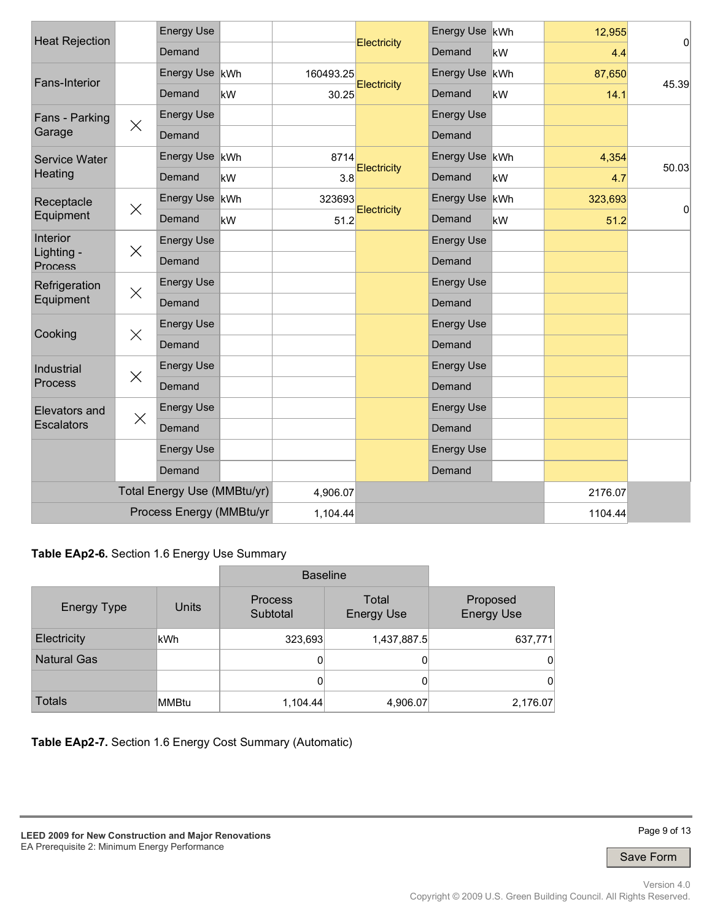| | | | | | | | | | |
|---|---|---|---|---|---|---|---|---|---|
| Heat Rejection | | Energy Use | | | Electricity | Energy Use | kWh | 12,955 | 0 |
| | | Demand | | | | Demand | kW | 4.4 | |
| Fans-Interior | | Energy Use | kWh | 160493.25 | Electricity | Energy Use | kWh | 87,650 | 45.39 |
| | | Demand | kW | 30.25 | | Demand | kW | 14.1 | |
| Fans - Parking Garage | X | Energy Use | | | | Energy Use | | | |
| | | Demand | | | | Demand | | | |
| Service Water Heating | | Energy Use | kWh | 8714 | Electricity | Energy Use | kWh | 4,354 | 50.03 |
| | | Demand | kW | 3.8 | | Demand | kW | 4.7 | |
| Receptacle Equipment | X | Energy Use | kWh | 323693 | Electricity | Energy Use | kWh | 323,693 | 0 |
| | | Demand | kW | 51.2 | | Demand | kW | 51.2 | |
| Interior Lighting - Process | X | Energy Use | | | | Energy Use | | | |
| | | Demand | | | | Demand | | | |
| Refrigeration Equipment | X | Energy Use | | | | Energy Use | | | |
| | | Demand | | | | Demand | | | |
| Cooking | X | Energy Use | | | | Energy Use | | | |
| | | Demand | | | | Demand | | | |
| Industrial Process | X | Energy Use | | | | Energy Use | | | |
| | | Demand | | | | Demand | | | |
| Elevators and Escalators | X | Energy Use | | | | Energy Use | | | |
| | | Demand | | | | Demand | | | |
| | | Energy Use | | | | Energy Use | | | |
| | | Demand | | | | Demand | | | |
| Total Energy Use (MMBtu/yr) | | | | 4,906.07 | | | | 2176.07 | |
| Process Energy (MMBtu/yr | | | | 1,104.44 | | | | 1104.44 | |

**Table EAp2-6.** Section 1.6 Energy Use Summary

| Energy Type | Units | Baseline Process Subtotal | Baseline Total Energy Use | Proposed Energy Use |
|---|---|---|---|---|
| Electricity | kWh | 323,693 | 1,437,887.5 | 637,771 |
| Natural Gas | | 0 | 0 | 0 |
| | | 0 | 0 | 0 |
| Totals | MMBtu | 1,104.44 | 4,906.07 | 2,176.07 |

**Table EAp2-7.** Section 1.6 Energy Cost Summary (Automatic)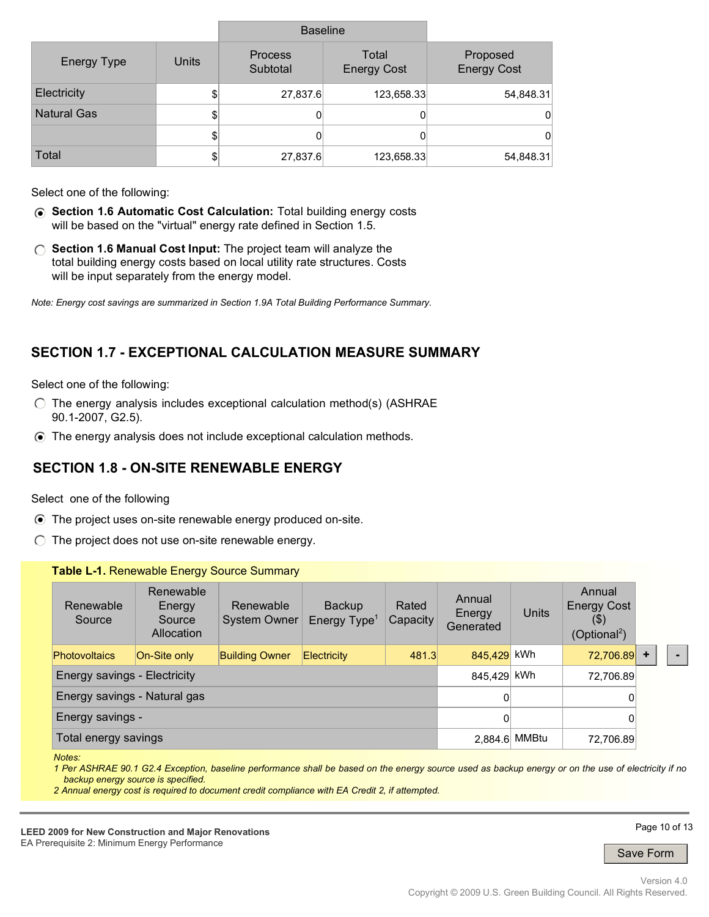| Energy Type | Units | Baseline | | Proposed Energy Cost |
|---|---|---|---|---|
| | | Process Subtotal | Total Energy Cost | |
| Electricity | $ | 27,837.6 | 123,658.33 | 54,848.31 |
| Natural Gas | $ | 0 | 0 | 0 |
| | $ | 0 | 0 | 0 |
| Total | $ | 27,837.6 | 123,658.33 | 54,848.31 |

Select one of the following:

- ◉ **Section 1.6 Automatic Cost Calculation:** Total building energy costs will be based on the "virtual" energy rate defined in Section 1.5.
- ○ **Section 1.6 Manual Cost Input:** The project team will analyze the total building energy costs based on local utility rate structures. Costs will be input separately from the energy model.

*Note: Energy cost savings are summarized in Section 1.9A Total Building Performance Summary.*

## SECTION 1.7 - EXCEPTIONAL CALCULATION MEASURE SUMMARY

Select one of the following:

- ○ The energy analysis includes exceptional calculation method(s) (ASHRAE 90.1-2007, G2.5).
- ◉ The energy analysis does not include exceptional calculation methods.

## SECTION 1.8 - ON-SITE RENEWABLE ENERGY

Select one of the following

- ◉ The project uses on-site renewable energy produced on-site.
- ○ The project does not use on-site renewable energy.

**Table L-1.** Renewable Energy Source Summary

| Renewable Source | Renewable Energy Source Allocation | Renewable System Owner | Backup Energy Type[1] | Rated Capacity | Annual Energy Generated | Units | Annual Energy Cost ($) (Optional[2]) |
|---|---|---|---|---|---|---|---|
| Photovoltaics | On-Site only | Building Owner | Electricity | 481.3 | 845,429 | kWh | 72,706.89 |
| Energy savings - Electricity | | | | | 845,429 | kWh | 72,706.89 |
| Energy savings - Natural gas | | | | | 0 | | 0 |
| Energy savings - | | | | | 0 | | 0 |
| Total energy savings | | | | | 2,884.6 | MMBtu | 72,706.89 |

*Notes:*
*1 Per ASHRAE 90.1 G2.4 Exception, baseline performance shall be based on the energy source used as backup energy or on the use of electricity if no backup energy source is specified.*
*2 Annual energy cost is required to document credit compliance with EA Credit 2, if attempted.*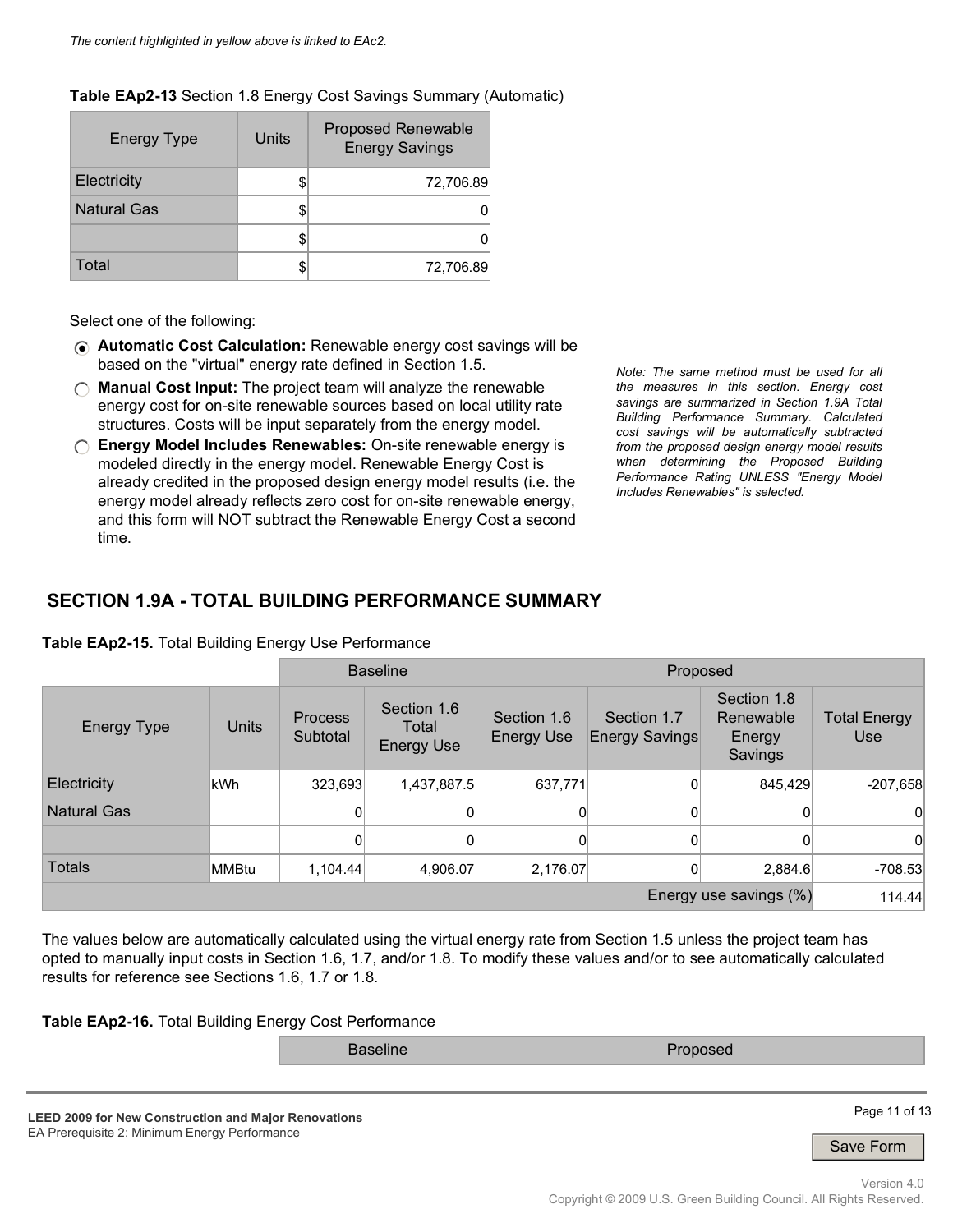*The content highlighted in yellow above is linked to EAc2.*

**Table EAp2-13** Section 1.8 Energy Cost Savings Summary (Automatic)

| Energy Type | Units | Proposed Renewable Energy Savings |
|---|---|---|
| Electricity | $ | 72,706.89 |
| Natural Gas | $ | 0 |
| | $ | 0 |
| Total | $ | 72,706.89 |

Select one of the following:

- ◉ **Automatic Cost Calculation:** Renewable energy cost savings will be based on the "virtual" energy rate defined in Section 1.5.
- ○ **Manual Cost Input:** The project team will analyze the renewable energy cost for on-site renewable sources based on local utility rate structures. Costs will be input separately from the energy model.
- ○ **Energy Model Includes Renewables:** On-site renewable energy is modeled directly in the energy model. Renewable Energy Cost is already credited in the proposed design energy model results (i.e. the energy model already reflects zero cost for on-site renewable energy, and this form will NOT subtract the Renewable Energy Cost a second time.

*Note: The same method must be used for all the measures in this section. Energy cost savings are summarized in Section 1.9A Total Building Performance Summary. Calculated cost savings will be automatically subtracted from the proposed design energy model results when determining the Proposed Building Performance Rating UNLESS "Energy Model Includes Renewables" is selected.*

## SECTION 1.9A - TOTAL BUILDING PERFORMANCE SUMMARY

**Table EAp2-15.** Total Building Energy Use Performance

| | | Baseline | | Proposed | | | |
|---|---|---|---|---|---|---|---|
| Energy Type | Units | Process Subtotal | Section 1.6 Total Energy Use | Section 1.6 Energy Use | Section 1.7 Energy Savings | Section 1.8 Renewable Energy Savings | Total Energy Use |
| Electricity | kWh | 323,693 | 1,437,887.5 | 637,771 | 0 | 845,429 | -207,658 |
| Natural Gas | | 0 | 0 | 0 | 0 | 0 | 0 |
| | | 0 | 0 | 0 | 0 | 0 | 0 |
| Totals | MMBtu | 1,104.44 | 4,906.07 | 2,176.07 | 0 | 2,884.6 | -708.53 |
| | | | | | | Energy use savings (%) | 114.44 |

The values below are automatically calculated using the virtual energy rate from Section 1.5 unless the project team has opted to manually input costs in Section 1.6, 1.7, and/or 1.8. To modify these values and/or to see automatically calculated results for reference see Sections 1.6, 1.7 or 1.8.

**Table EAp2-16.** Total Building Energy Cost Performance

| | | Baseline | Proposed |
|---|---|---|---|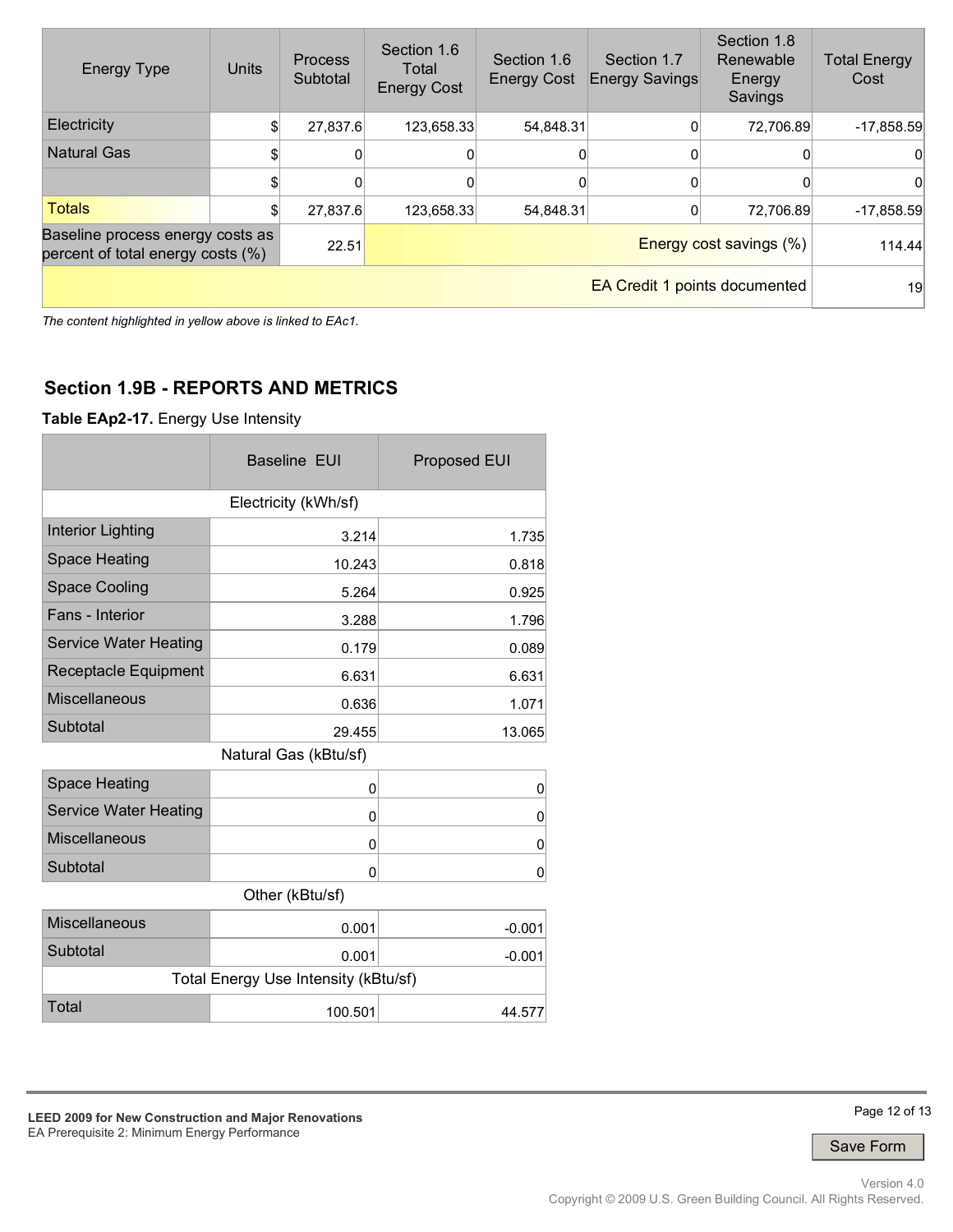| Energy Type | Units | Process Subtotal | Section 1.6 Total Energy Cost | Section 1.6 Energy Cost | Section 1.7 Energy Savings | Section 1.8 Renewable Energy Savings | Total Energy Cost |
|---|---|---|---|---|---|---|---|
| Electricity | $ | 27,837.6 | 123,658.33 | 54,848.31 | 0 | 72,706.89 | -17,858.59 |
| Natural Gas | $ | 0 | 0 | 0 | 0 | 0 | 0 |
| | $ | 0 | 0 | 0 | 0 | 0 | 0 |
| Totals | $ | 27,837.6 | 123,658.33 | 54,848.31 | 0 | 72,706.89 | -17,858.59 |
| Baseline process energy costs as percent of total energy costs (%) | | 22.51 | | | | Energy cost savings (%) | 114.44 |
| | | | | | | EA Credit 1 points documented | 19 |

*The content highlighted in yellow above is linked to EAc1.*

## Section 1.9B - REPORTS AND METRICS

**Table EAp2-17.** Energy Use Intensity

| | Baseline EUI | Proposed EUI |
|---|---|---|
| Electricity (kWh/sf) | | |
| Interior Lighting | 3.214 | 1.735 |
| Space Heating | 10.243 | 0.818 |
| Space Cooling | 5.264 | 0.925 |
| Fans - Interior | 3.288 | 1.796 |
| Service Water Heating | 0.179 | 0.089 |
| Receptacle Equipment | 6.631 | 6.631 |
| Miscellaneous | 0.636 | 1.071 |
| Subtotal | 29.455 | 13.065 |
| Natural Gas (kBtu/sf) | | |
| Space Heating | 0 | 0 |
| Service Water Heating | 0 | 0 |
| Miscellaneous | 0 | 0 |
| Subtotal | 0 | 0 |
| Other (kBtu/sf) | | |
| Miscellaneous | 0.001 | -0.001 |
| Subtotal | 0.001 | -0.001 |
| Total Energy Use Intensity (kBtu/sf) | | |
| Total | 100.501 | 44.577 |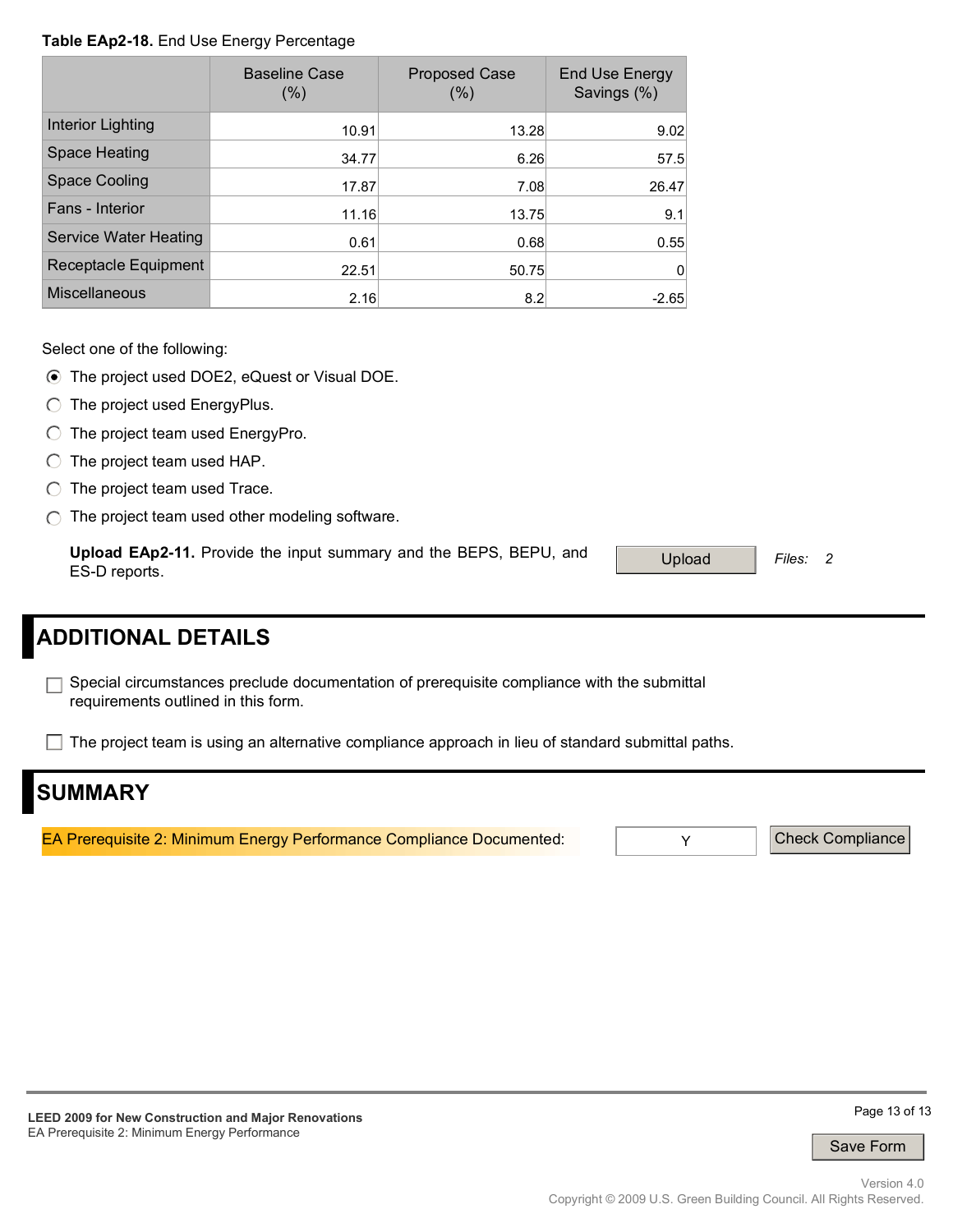**Table EAp2-18.** End Use Energy Percentage

| | Baseline Case (%) | Proposed Case (%) | End Use Energy Savings (%) |
|---|---|---|---|
| Interior Lighting | 10.91 | 13.28 | 9.02 |
| Space Heating | 34.77 | 6.26 | 57.5 |
| Space Cooling | 17.87 | 7.08 | 26.47 |
| Fans - Interior | 11.16 | 13.75 | 9.1 |
| Service Water Heating | 0.61 | 0.68 | 0.55 |
| Receptacle Equipment | 22.51 | 50.75 | 0 |
| Miscellaneous | 2.16 | 8.2 | -2.65 |

Select one of the following:

- (•) The project used DOE2, eQuest or Visual DOE.
- ( ) The project used EnergyPlus.
- ( ) The project team used EnergyPro.
- ( ) The project team used HAP.
- ( ) The project team used Trace.
- ( ) The project team used other modeling software.

**Upload EAp2-11.** Provide the input summary and the BEPS, BEPU, and ES-D reports. Upload *Files:* 2

## ADDITIONAL DETAILS

- [ ] Special circumstances preclude documentation of prerequisite compliance with the submittal requirements outlined in this form.
- [ ] The project team is using an alternative compliance approach in lieu of standard submittal paths.

## SUMMARY

EA Prerequisite 2: Minimum Energy Performance Compliance Documented: Y

Check Compliance

LEED 2009 for New Construction and Major Renovations
EA Prerequisite 2: Minimum Energy Performance

Save Form

Version 4.0
Copyright © 2009 U.S. Green Building Council. All Rights Reserved.